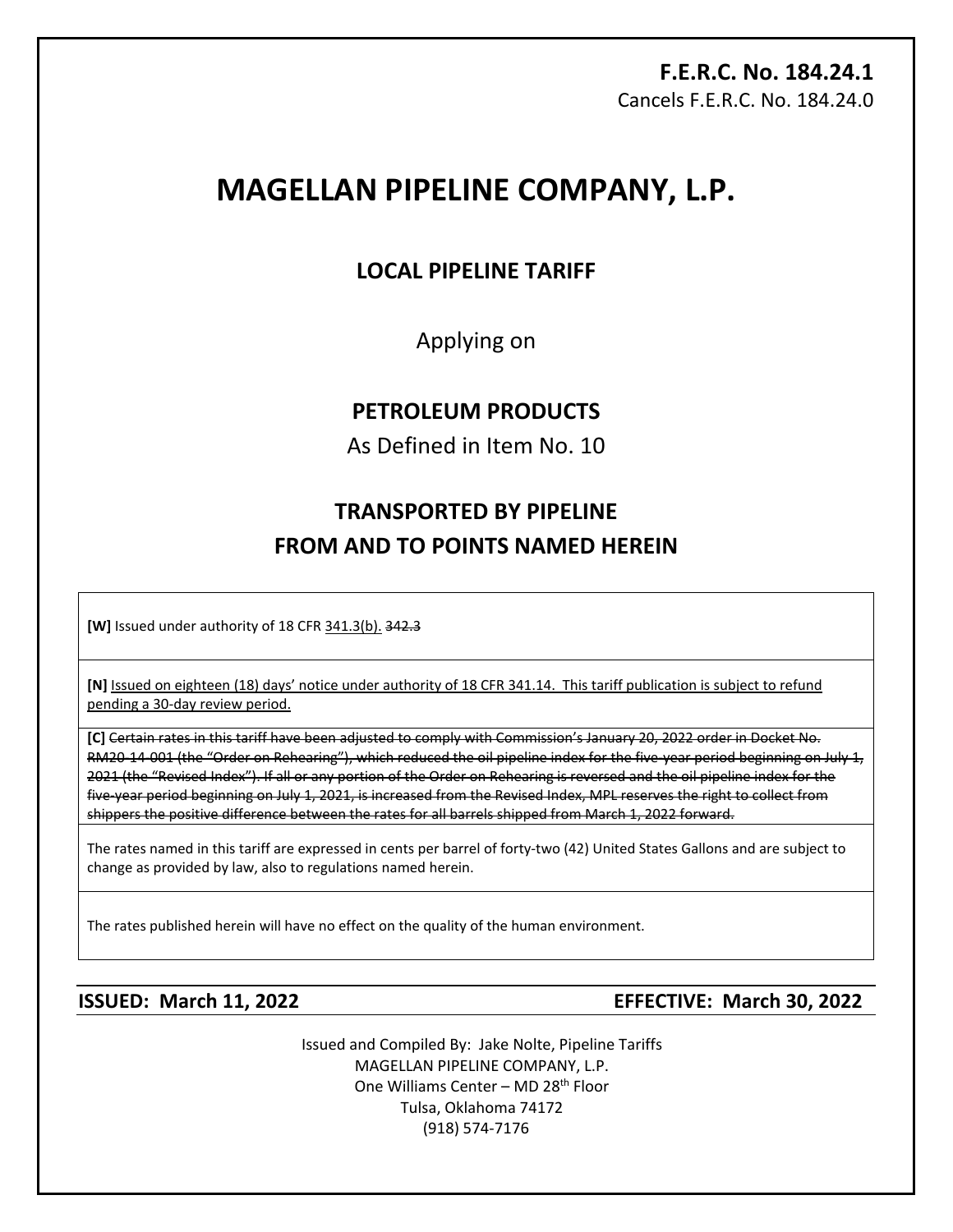**F.E.R.C. No. 184.24.1**
Cancels F.E.R.C. No. 184.24.0

# MAGELLAN PIPELINE COMPANY, L.P.

## LOCAL PIPELINE TARIFF

Applying on

## PETROLEUM PRODUCTS

As Defined in Item No. 10

## TRANSPORTED BY PIPELINE
## FROM AND TO POINTS NAMED HEREIN

**[W]** Issued under authority of 18 CFR <u>341.3(b).</u> ~~342.3~~

**[N]** <u>Issued on eighteen (18) days' notice under authority of 18 CFR 341.14. This tariff publication is subject to refund pending a 30-day review period.</u>

**[C]** ~~Certain rates in this tariff have been adjusted to comply with Commission's January 20, 2022 order in Docket No. RM20-14-001 (the "Order on Rehearing"), which reduced the oil pipeline index for the five-year period beginning on July 1, 2021 (the "Revised Index"). If all or any portion of the Order on Rehearing is reversed and the oil pipeline index for the five-year period beginning on July 1, 2021, is increased from the Revised Index, MPL reserves the right to collect from shippers the positive difference between the rates for all barrels shipped from March 1, 2022 forward.~~

The rates named in this tariff are expressed in cents per barrel of forty-two (42) United States Gallons and are subject to change as provided by law, also to regulations named herein.

The rates published herein will have no effect on the quality of the human environment.

**ISSUED: March 11, 2022** **EFFECTIVE: March 30, 2022**

Issued and Compiled By: Jake Nolte, Pipeline Tariffs
MAGELLAN PIPELINE COMPANY, L.P.
One Williams Center – MD 28th Floor
Tulsa, Oklahoma 74172
(918) 574-7176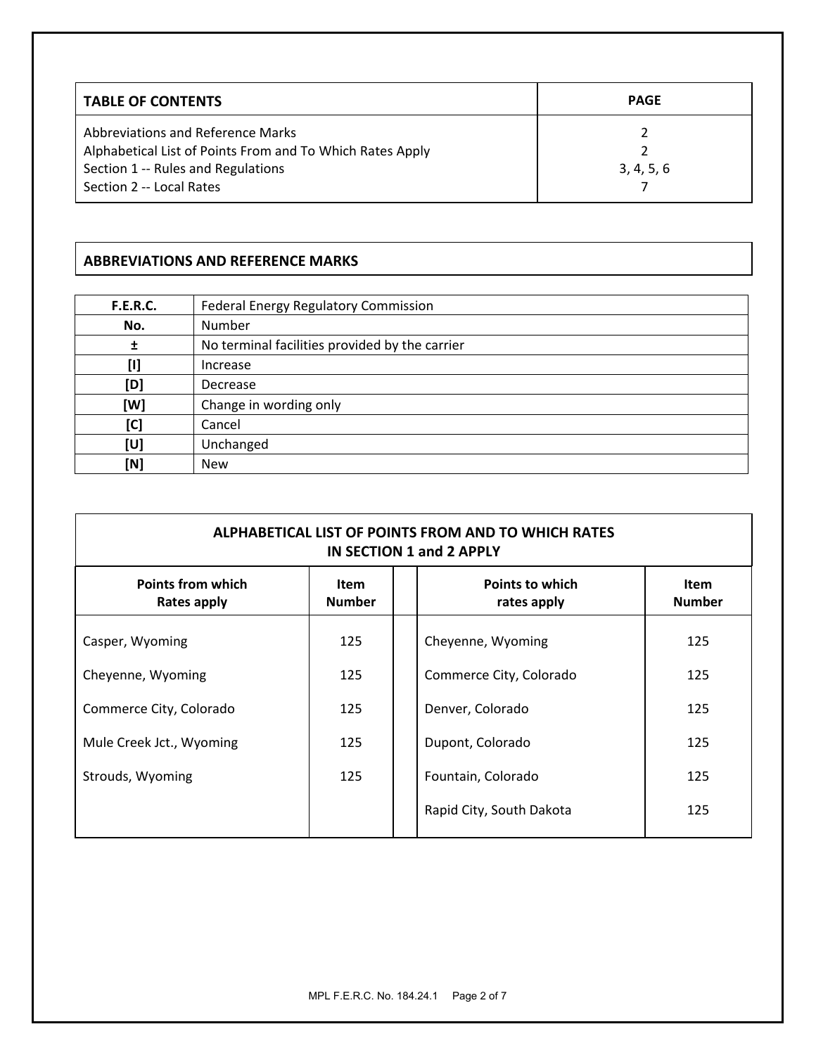| TABLE OF CONTENTS | PAGE |
|---|---|
| Abbreviations and Reference Marks | 2 |
| Alphabetical List of Points From and To Which Rates Apply | 2 |
| Section 1 -- Rules and Regulations | 3, 4, 5, 6 |
| Section 2 -- Local Rates | 7 |

## ABBREVIATIONS AND REFERENCE MARKS

| | |
|---|---|
| **F.E.R.C.** | Federal Energy Regulatory Commission |
| **No.** | Number |
| **±** | No terminal facilities provided by the carrier |
| **[I]** | Increase |
| **[D]** | Decrease |
| **[W]** | Change in wording only |
| **[C]** | Cancel |
| **[U]** | Unchanged |
| **[N]** | New |

## ALPHABETICAL LIST OF POINTS FROM AND TO WHICH RATES IN SECTION 1 and 2 APPLY

| Points from which Rates apply | Item Number | | Points to which rates apply | Item Number |
|---|---|---|---|---|
| Casper, Wyoming | 125 | | Cheyenne, Wyoming | 125 |
| Cheyenne, Wyoming | 125 | | Commerce City, Colorado | 125 |
| Commerce City, Colorado | 125 | | Denver, Colorado | 125 |
| Mule Creek Jct., Wyoming | 125 | | Dupont, Colorado | 125 |
| Strouds, Wyoming | 125 | | Fountain, Colorado | 125 |
| | | | Rapid City, South Dakota | 125 |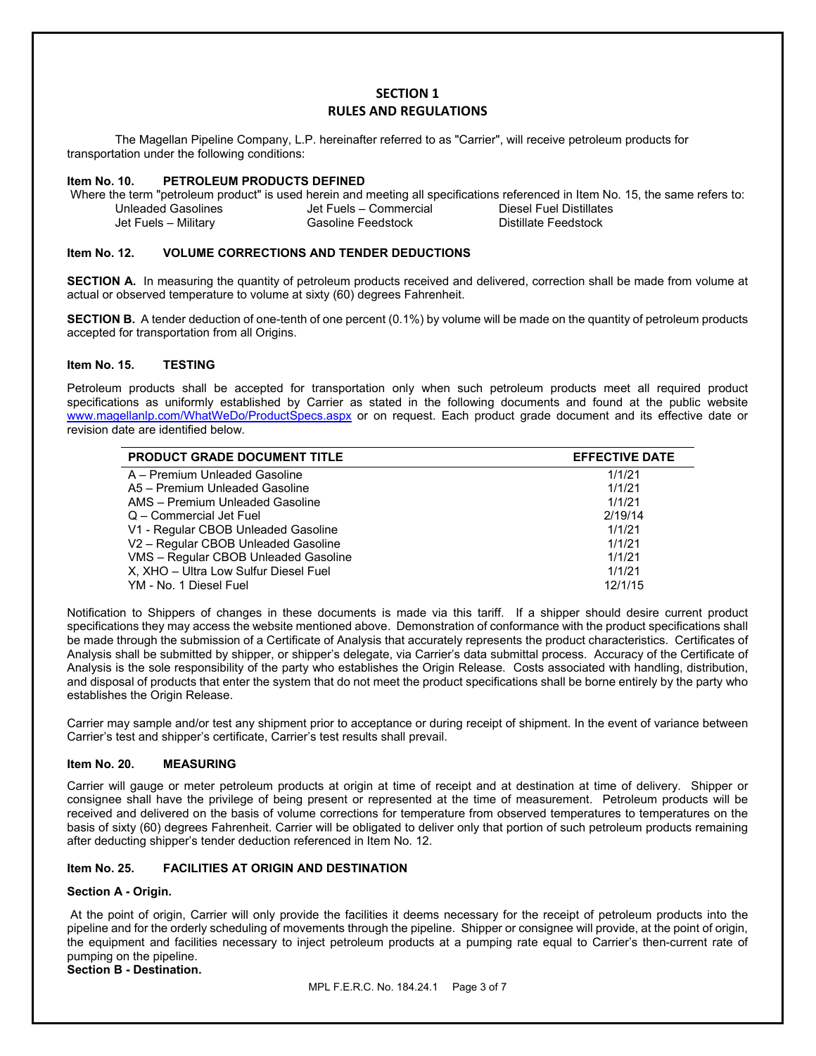# SECTION 1
# RULES AND REGULATIONS

The Magellan Pipeline Company, L.P. hereinafter referred to as "Carrier", will receive petroleum products for transportation under the following conditions:

**Item No. 10. PETROLEUM PRODUCTS DEFINED**

Where the term "petroleum product" is used herein and meeting all specifications referenced in Item No. 15, the same refers to:

| | | |
|---|---|---|
| Unleaded Gasolines | Jet Fuels – Commercial | Diesel Fuel Distillates |
| Jet Fuels – Military | Gasoline Feedstock | Distillate Feedstock |

**Item No. 12. VOLUME CORRECTIONS AND TENDER DEDUCTIONS**

**SECTION A.** In measuring the quantity of petroleum products received and delivered, correction shall be made from volume at actual or observed temperature to volume at sixty (60) degrees Fahrenheit.

**SECTION B.** A tender deduction of one-tenth of one percent (0.1%) by volume will be made on the quantity of petroleum products accepted for transportation from all Origins.

**Item No. 15. TESTING**

Petroleum products shall be accepted for transportation only when such petroleum products meet all required product specifications as uniformly established by Carrier as stated in the following documents and found at the public website www.magellanlp.com/WhatWeDo/ProductSpecs.aspx or on request. Each product grade document and its effective date or revision date are identified below.

| PRODUCT GRADE DOCUMENT TITLE | EFFECTIVE DATE |
|---|---|
| A – Premium Unleaded Gasoline | 1/1/21 |
| A5 – Premium Unleaded Gasoline | 1/1/21 |
| AMS – Premium Unleaded Gasoline | 1/1/21 |
| Q – Commercial Jet Fuel | 2/19/14 |
| V1 - Regular CBOB Unleaded Gasoline | 1/1/21 |
| V2 – Regular CBOB Unleaded Gasoline | 1/1/21 |
| VMS – Regular CBOB Unleaded Gasoline | 1/1/21 |
| X, XHO – Ultra Low Sulfur Diesel Fuel | 1/1/21 |
| YM - No. 1 Diesel Fuel | 12/1/15 |

Notification to Shippers of changes in these documents is made via this tariff. If a shipper should desire current product specifications they may access the website mentioned above. Demonstration of conformance with the product specifications shall be made through the submission of a Certificate of Analysis that accurately represents the product characteristics. Certificates of Analysis shall be submitted by shipper, or shipper's delegate, via Carrier's data submittal process. Accuracy of the Certificate of Analysis is the sole responsibility of the party who establishes the Origin Release. Costs associated with handling, distribution, and disposal of products that enter the system that do not meet the product specifications shall be borne entirely by the party who establishes the Origin Release.

Carrier may sample and/or test any shipment prior to acceptance or during receipt of shipment. In the event of variance between Carrier's test and shipper's certificate, Carrier's test results shall prevail.

**Item No. 20. MEASURING**

Carrier will gauge or meter petroleum products at origin at time of receipt and at destination at time of delivery. Shipper or consignee shall have the privilege of being present or represented at the time of measurement. Petroleum products will be received and delivered on the basis of volume corrections for temperature from observed temperatures to temperatures on the basis of sixty (60) degrees Fahrenheit. Carrier will be obligated to deliver only that portion of such petroleum products remaining after deducting shipper's tender deduction referenced in Item No. 12.

**Item No. 25. FACILITIES AT ORIGIN AND DESTINATION**

**Section A - Origin.**

At the point of origin, Carrier will only provide the facilities it deems necessary for the receipt of petroleum products into the pipeline and for the orderly scheduling of movements through the pipeline. Shipper or consignee will provide, at the point of origin, the equipment and facilities necessary to inject petroleum products at a pumping rate equal to Carrier's then-current rate of pumping on the pipeline.

**Section B - Destination.**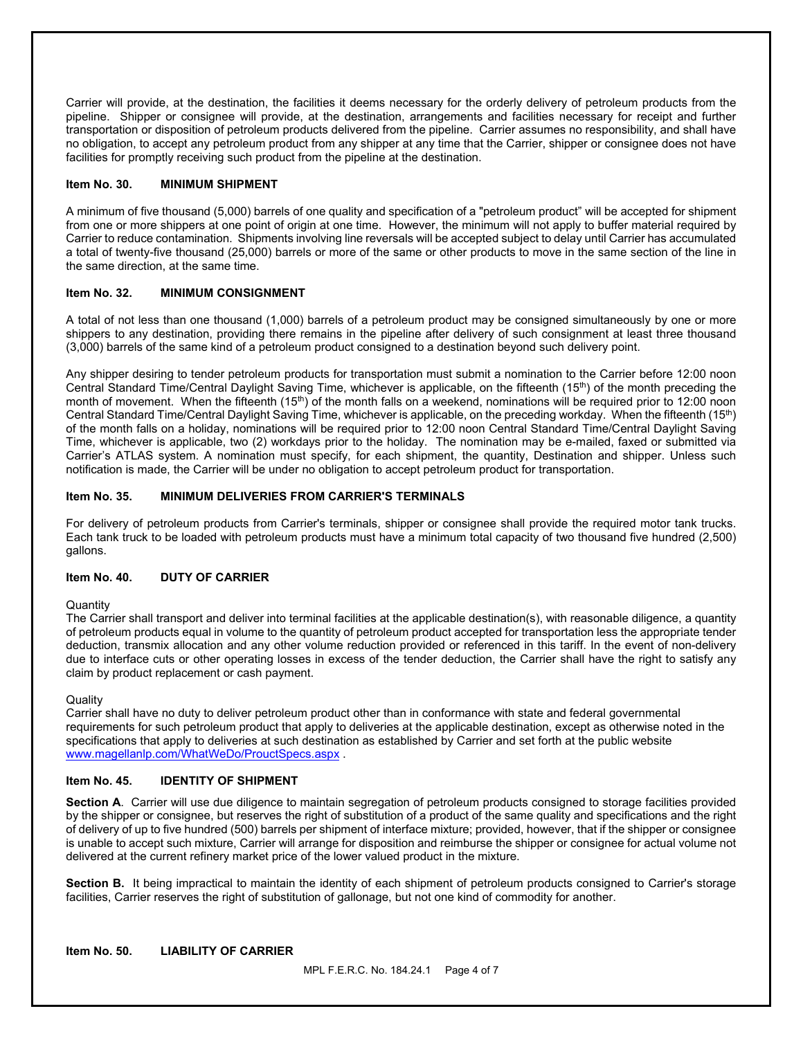Carrier will provide, at the destination, the facilities it deems necessary for the orderly delivery of petroleum products from the pipeline. Shipper or consignee will provide, at the destination, arrangements and facilities necessary for receipt and further transportation or disposition of petroleum products delivered from the pipeline. Carrier assumes no responsibility, and shall have no obligation, to accept any petroleum product from any shipper at any time that the Carrier, shipper or consignee does not have facilities for promptly receiving such product from the pipeline at the destination.

### Item No. 30. MINIMUM SHIPMENT

A minimum of five thousand (5,000) barrels of one quality and specification of a "petroleum product" will be accepted for shipment from one or more shippers at one point of origin at one time. However, the minimum will not apply to buffer material required by Carrier to reduce contamination. Shipments involving line reversals will be accepted subject to delay until Carrier has accumulated a total of twenty-five thousand (25,000) barrels or more of the same or other products to move in the same section of the line in the same direction, at the same time.

### Item No. 32. MINIMUM CONSIGNMENT

A total of not less than one thousand (1,000) barrels of a petroleum product may be consigned simultaneously by one or more shippers to any destination, providing there remains in the pipeline after delivery of such consignment at least three thousand (3,000) barrels of the same kind of a petroleum product consigned to a destination beyond such delivery point.

Any shipper desiring to tender petroleum products for transportation must submit a nomination to the Carrier before 12:00 noon Central Standard Time/Central Daylight Saving Time, whichever is applicable, on the fifteenth (15th) of the month preceding the month of movement. When the fifteenth (15th) of the month falls on a weekend, nominations will be required prior to 12:00 noon Central Standard Time/Central Daylight Saving Time, whichever is applicable, on the preceding workday. When the fifteenth (15th) of the month falls on a holiday, nominations will be required prior to 12:00 noon Central Standard Time/Central Daylight Saving Time, whichever is applicable, two (2) workdays prior to the holiday. The nomination may be e-mailed, faxed or submitted via Carrier's ATLAS system. A nomination must specify, for each shipment, the quantity, Destination and shipper. Unless such notification is made, the Carrier will be under no obligation to accept petroleum product for transportation.

### Item No. 35. MINIMUM DELIVERIES FROM CARRIER'S TERMINALS

For delivery of petroleum products from Carrier's terminals, shipper or consignee shall provide the required motor tank trucks. Each tank truck to be loaded with petroleum products must have a minimum total capacity of two thousand five hundred (2,500) gallons.

### Item No. 40. DUTY OF CARRIER

Quantity
The Carrier shall transport and deliver into terminal facilities at the applicable destination(s), with reasonable diligence, a quantity of petroleum products equal in volume to the quantity of petroleum product accepted for transportation less the appropriate tender deduction, transmix allocation and any other volume reduction provided or referenced in this tariff. In the event of non-delivery due to interface cuts or other operating losses in excess of the tender deduction, the Carrier shall have the right to satisfy any claim by product replacement or cash payment.

Quality
Carrier shall have no duty to deliver petroleum product other than in conformance with state and federal governmental requirements for such petroleum product that apply to deliveries at the applicable destination, except as otherwise noted in the specifications that apply to deliveries at such destination as established by Carrier and set forth at the public website www.magellanlp.com/WhatWeDo/ProuctSpecs.aspx .

### Item No. 45. IDENTITY OF SHIPMENT

**Section A**. Carrier will use due diligence to maintain segregation of petroleum products consigned to storage facilities provided by the shipper or consignee, but reserves the right of substitution of a product of the same quality and specifications and the right of delivery of up to five hundred (500) barrels per shipment of interface mixture; provided, however, that if the shipper or consignee is unable to accept such mixture, Carrier will arrange for disposition and reimburse the shipper or consignee for actual volume not delivered at the current refinery market price of the lower valued product in the mixture.

**Section B.** It being impractical to maintain the identity of each shipment of petroleum products consigned to Carrier's storage facilities, Carrier reserves the right of substitution of gallonage, but not one kind of commodity for another.

### Item No. 50. LIABILITY OF CARRIER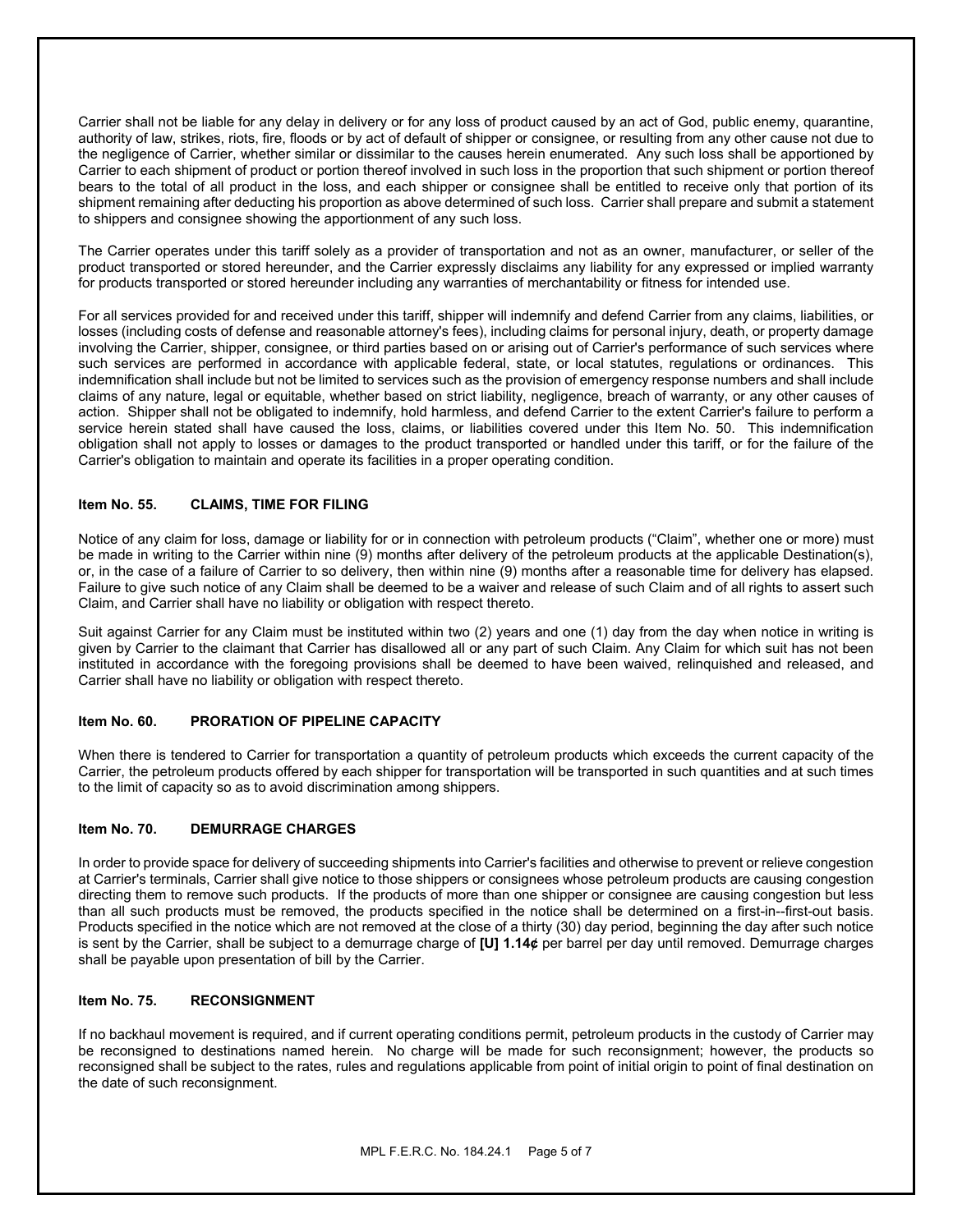Carrier shall not be liable for any delay in delivery or for any loss of product caused by an act of God, public enemy, quarantine, authority of law, strikes, riots, fire, floods or by act of default of shipper or consignee, or resulting from any other cause not due to the negligence of Carrier, whether similar or dissimilar to the causes herein enumerated. Any such loss shall be apportioned by Carrier to each shipment of product or portion thereof involved in such loss in the proportion that such shipment or portion thereof bears to the total of all product in the loss, and each shipper or consignee shall be entitled to receive only that portion of its shipment remaining after deducting his proportion as above determined of such loss. Carrier shall prepare and submit a statement to shippers and consignee showing the apportionment of any such loss.

The Carrier operates under this tariff solely as a provider of transportation and not as an owner, manufacturer, or seller of the product transported or stored hereunder, and the Carrier expressly disclaims any liability for any expressed or implied warranty for products transported or stored hereunder including any warranties of merchantability or fitness for intended use.

For all services provided for and received under this tariff, shipper will indemnify and defend Carrier from any claims, liabilities, or losses (including costs of defense and reasonable attorney's fees), including claims for personal injury, death, or property damage involving the Carrier, shipper, consignee, or third parties based on or arising out of Carrier's performance of such services where such services are performed in accordance with applicable federal, state, or local statutes, regulations or ordinances. This indemnification shall include but not be limited to services such as the provision of emergency response numbers and shall include claims of any nature, legal or equitable, whether based on strict liability, negligence, breach of warranty, or any other causes of action. Shipper shall not be obligated to indemnify, hold harmless, and defend Carrier to the extent Carrier's failure to perform a service herein stated shall have caused the loss, claims, or liabilities covered under this Item No. 50. This indemnification obligation shall not apply to losses or damages to the product transported or handled under this tariff, or for the failure of the Carrier's obligation to maintain and operate its facilities in a proper operating condition.

### Item No. 55. CLAIMS, TIME FOR FILING

Notice of any claim for loss, damage or liability for or in connection with petroleum products ("Claim", whether one or more) must be made in writing to the Carrier within nine (9) months after delivery of the petroleum products at the applicable Destination(s), or, in the case of a failure of Carrier to so delivery, then within nine (9) months after a reasonable time for delivery has elapsed. Failure to give such notice of any Claim shall be deemed to be a waiver and release of such Claim and of all rights to assert such Claim, and Carrier shall have no liability or obligation with respect thereto.

Suit against Carrier for any Claim must be instituted within two (2) years and one (1) day from the day when notice in writing is given by Carrier to the claimant that Carrier has disallowed all or any part of such Claim. Any Claim for which suit has not been instituted in accordance with the foregoing provisions shall be deemed to have been waived, relinquished and released, and Carrier shall have no liability or obligation with respect thereto.

### Item No. 60. PRORATION OF PIPELINE CAPACITY

When there is tendered to Carrier for transportation a quantity of petroleum products which exceeds the current capacity of the Carrier, the petroleum products offered by each shipper for transportation will be transported in such quantities and at such times to the limit of capacity so as to avoid discrimination among shippers.

### Item No. 70. DEMURRAGE CHARGES

In order to provide space for delivery of succeeding shipments into Carrier's facilities and otherwise to prevent or relieve congestion at Carrier's terminals, Carrier shall give notice to those shippers or consignees whose petroleum products are causing congestion directing them to remove such products. If the products of more than one shipper or consignee are causing congestion but less than all such products must be removed, the products specified in the notice shall be determined on a first-in--first-out basis. Products specified in the notice which are not removed at the close of a thirty (30) day period, beginning the day after such notice is sent by the Carrier, shall be subject to a demurrage charge of **[U] 1.14¢** per barrel per day until removed. Demurrage charges shall be payable upon presentation of bill by the Carrier.

### Item No. 75. RECONSIGNMENT

If no backhaul movement is required, and if current operating conditions permit, petroleum products in the custody of Carrier may be reconsigned to destinations named herein. No charge will be made for such reconsignment; however, the products so reconsigned shall be subject to the rates, rules and regulations applicable from point of initial origin to point of final destination on the date of such reconsignment.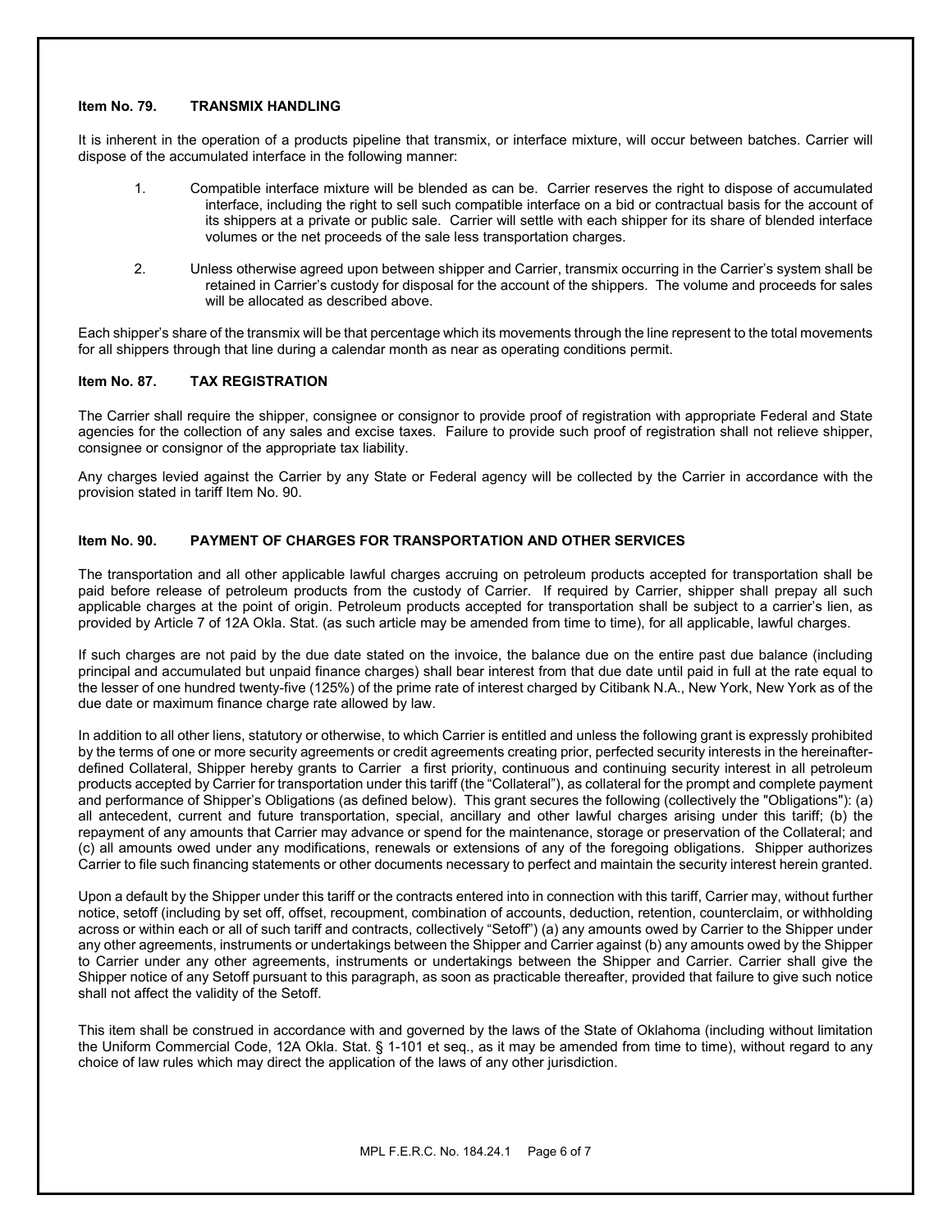### Item No. 79. TRANSMIX HANDLING

It is inherent in the operation of a products pipeline that transmix, or interface mixture, will occur between batches. Carrier will dispose of the accumulated interface in the following manner:

1. Compatible interface mixture will be blended as can be. Carrier reserves the right to dispose of accumulated interface, including the right to sell such compatible interface on a bid or contractual basis for the account of its shippers at a private or public sale. Carrier will settle with each shipper for its share of blended interface volumes or the net proceeds of the sale less transportation charges.

2. Unless otherwise agreed upon between shipper and Carrier, transmix occurring in the Carrier's system shall be retained in Carrier's custody for disposal for the account of the shippers. The volume and proceeds for sales will be allocated as described above.

Each shipper's share of the transmix will be that percentage which its movements through the line represent to the total movements for all shippers through that line during a calendar month as near as operating conditions permit.

### Item No. 87. TAX REGISTRATION

The Carrier shall require the shipper, consignee or consignor to provide proof of registration with appropriate Federal and State agencies for the collection of any sales and excise taxes. Failure to provide such proof of registration shall not relieve shipper, consignee or consignor of the appropriate tax liability.

Any charges levied against the Carrier by any State or Federal agency will be collected by the Carrier in accordance with the provision stated in tariff Item No. 90.

### Item No. 90. PAYMENT OF CHARGES FOR TRANSPORTATION AND OTHER SERVICES

The transportation and all other applicable lawful charges accruing on petroleum products accepted for transportation shall be paid before release of petroleum products from the custody of Carrier. If required by Carrier, shipper shall prepay all such applicable charges at the point of origin. Petroleum products accepted for transportation shall be subject to a carrier's lien, as provided by Article 7 of 12A Okla. Stat. (as such article may be amended from time to time), for all applicable, lawful charges.

If such charges are not paid by the due date stated on the invoice, the balance due on the entire past due balance (including principal and accumulated but unpaid finance charges) shall bear interest from that due date until paid in full at the rate equal to the lesser of one hundred twenty-five (125%) of the prime rate of interest charged by Citibank N.A., New York, New York as of the due date or maximum finance charge rate allowed by law.

In addition to all other liens, statutory or otherwise, to which Carrier is entitled and unless the following grant is expressly prohibited by the terms of one or more security agreements or credit agreements creating prior, perfected security interests in the hereinafter-defined Collateral, Shipper hereby grants to Carrier a first priority, continuous and continuing security interest in all petroleum products accepted by Carrier for transportation under this tariff (the "Collateral"), as collateral for the prompt and complete payment and performance of Shipper's Obligations (as defined below). This grant secures the following (collectively the "Obligations"): (a) all antecedent, current and future transportation, special, ancillary and other lawful charges arising under this tariff; (b) the repayment of any amounts that Carrier may advance or spend for the maintenance, storage or preservation of the Collateral; and (c) all amounts owed under any modifications, renewals or extensions of any of the foregoing obligations. Shipper authorizes Carrier to file such financing statements or other documents necessary to perfect and maintain the security interest herein granted.

Upon a default by the Shipper under this tariff or the contracts entered into in connection with this tariff, Carrier may, without further notice, setoff (including by set off, offset, recoupment, combination of accounts, deduction, retention, counterclaim, or withholding across or within each or all of such tariff and contracts, collectively "Setoff") (a) any amounts owed by Carrier to the Shipper under any other agreements, instruments or undertakings between the Shipper and Carrier against (b) any amounts owed by the Shipper to Carrier under any other agreements, instruments or undertakings between the Shipper and Carrier. Carrier shall give the Shipper notice of any Setoff pursuant to this paragraph, as soon as practicable thereafter, provided that failure to give such notice shall not affect the validity of the Setoff.

This item shall be construed in accordance with and governed by the laws of the State of Oklahoma (including without limitation the Uniform Commercial Code, 12A Okla. Stat. § 1-101 et seq., as it may be amended from time to time), without regard to any choice of law rules which may direct the application of the laws of any other jurisdiction.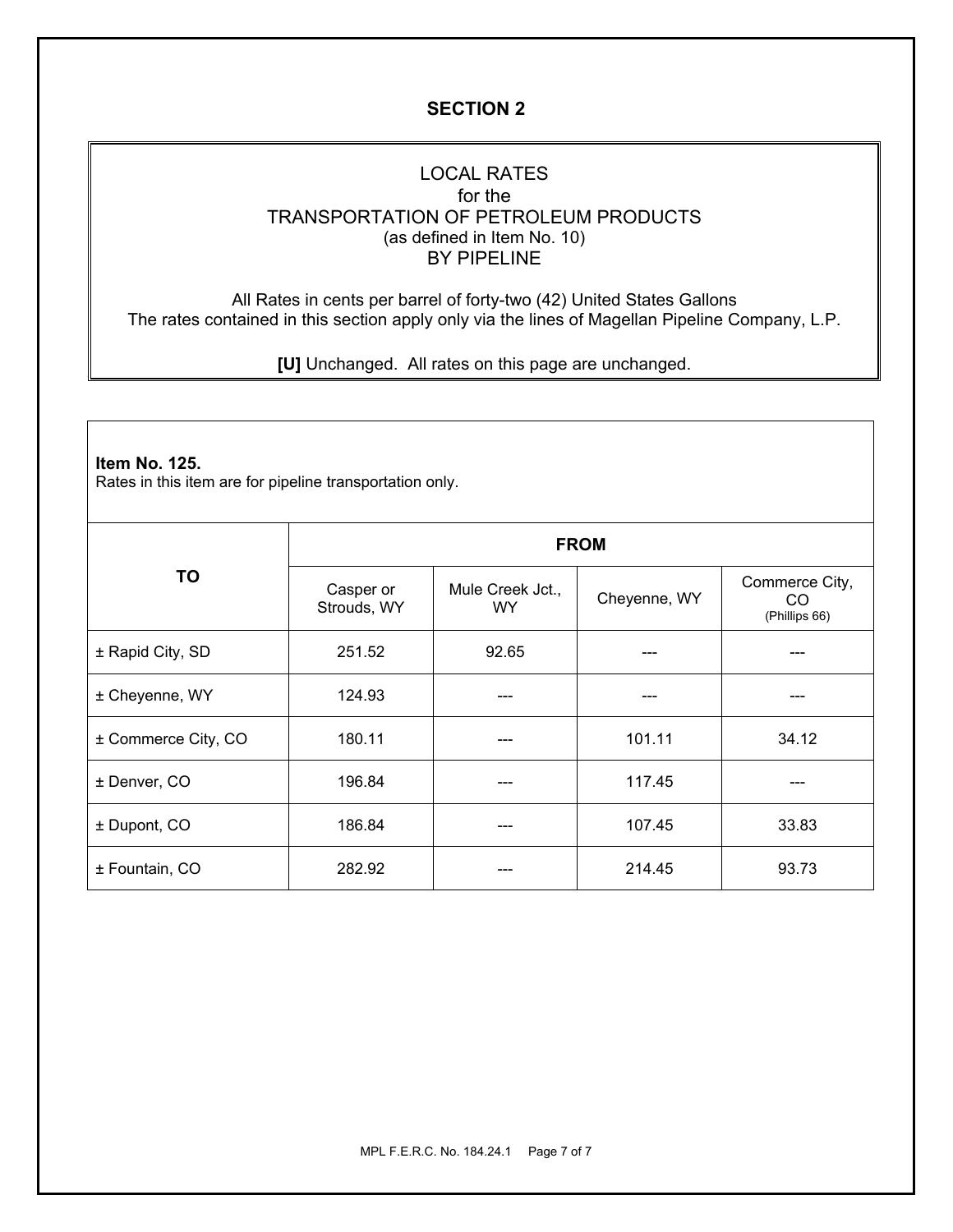## SECTION 2

LOCAL RATES
for the
TRANSPORTATION OF PETROLEUM PRODUCTS
(as defined in Item No. 10)
BY PIPELINE

All Rates in cents per barrel of forty-two (42) United States Gallons
The rates contained in this section apply only via the lines of Magellan Pipeline Company, L.P.

**[U]** Unchanged. All rates on this page are unchanged.

**Item No. 125.**
Rates in this item are for pipeline transportation only.

| TO | FROM | | | |
|---|---|---|---|---|
| | Casper or Strouds, WY | Mule Creek Jct., WY | Cheyenne, WY | Commerce City, CO (Phillips 66) |
| ± Rapid City, SD | 251.52 | 92.65 | --- | --- |
| ± Cheyenne, WY | 124.93 | --- | --- | --- |
| ± Commerce City, CO | 180.11 | --- | 101.11 | 34.12 |
| ± Denver, CO | 196.84 | --- | 117.45 | --- |
| ± Dupont, CO | 186.84 | --- | 107.45 | 33.83 |
| ± Fountain, CO | 282.92 | --- | 214.45 | 93.73 |

MPL F.E.R.C. No. 184.24.1